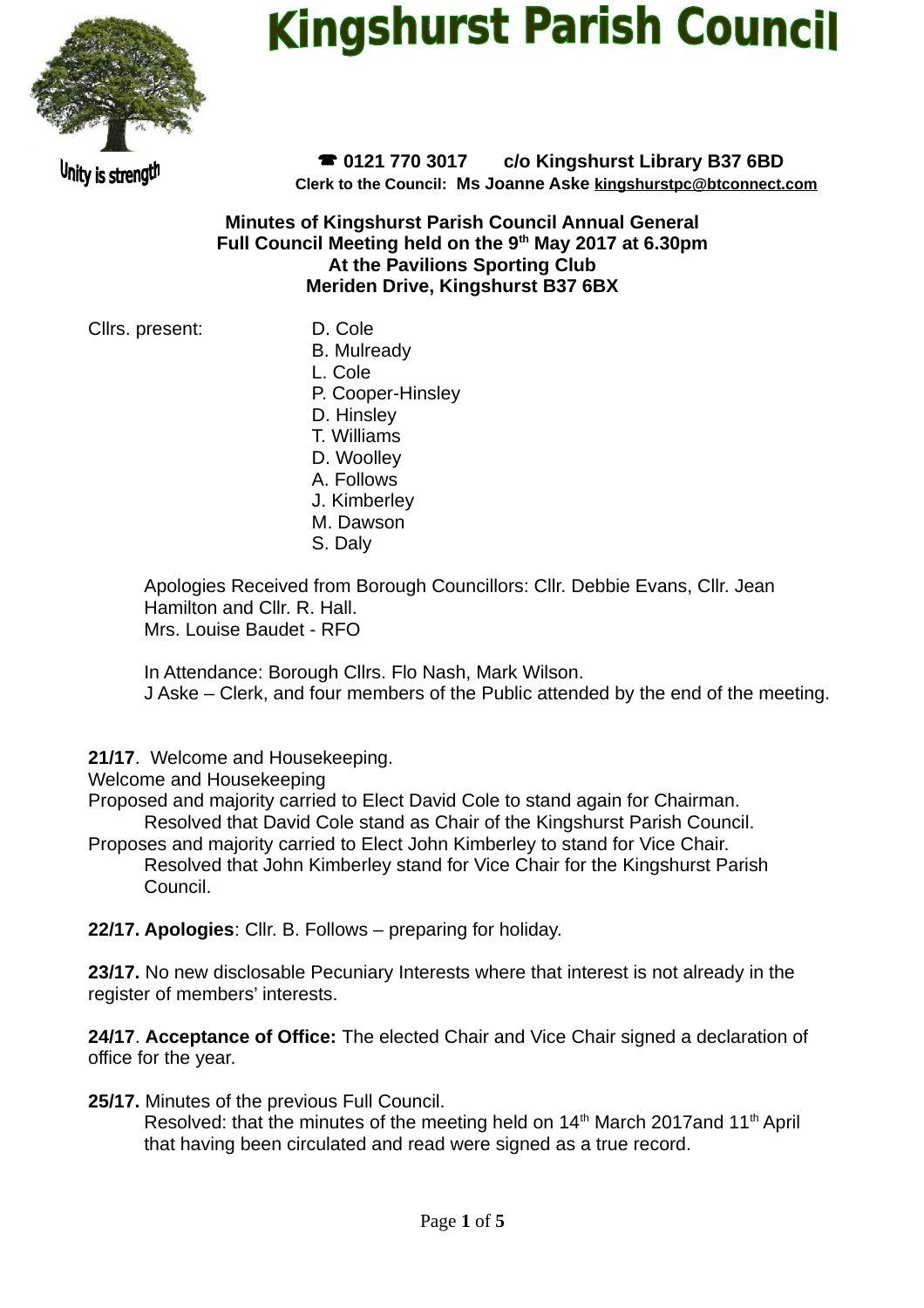# Kingshurst Parish Council

Unity is strength

☎ 0121 770 3017 c/o Kingshurst Library B37 6BD

Clerk to the Council: Ms Joanne Aske kingshurstpc@btconnect.com

**Minutes of Kingshurst Parish Council Annual General Full Council Meeting held on the 9th May 2017 at 6.30pm At the Pavilions Sporting Club Meriden Drive, Kingshurst B37 6BX**

Cllrs. present:

- D. Cole
- B. Mulready
- L. Cole
- P. Cooper-Hinsley
- D. Hinsley
- T. Williams
- D. Woolley
- A. Follows
- J. Kimberley
- M. Dawson
- S. Daly

Apologies Received from Borough Councillors: Cllr. Debbie Evans, Cllr. Jean Hamilton and Cllr. R. Hall.
Mrs. Louise Baudet - RFO

In Attendance: Borough Cllrs. Flo Nash, Mark Wilson.
J Aske – Clerk, and four members of the Public attended by the end of the meeting.

**21/17**. Welcome and Housekeeping.
Welcome and Housekeeping
Proposed and majority carried to Elect David Cole to stand again for Chairman.
Resolved that David Cole stand as Chair of the Kingshurst Parish Council.
Proposes and majority carried to Elect John Kimberley to stand for Vice Chair.
Resolved that John Kimberley stand for Vice Chair for the Kingshurst Parish Council.

**22/17. Apologies**: Cllr. B. Follows – preparing for holiday.

**23/17.** No new disclosable Pecuniary Interests where that interest is not already in the register of members' interests.

**24/17**. **Acceptance of Office:** The elected Chair and Vice Chair signed a declaration of office for the year.

**25/17.** Minutes of the previous Full Council.
Resolved: that the minutes of the meeting held on 14th March 2017and 11th April that having been circulated and read were signed as a true record.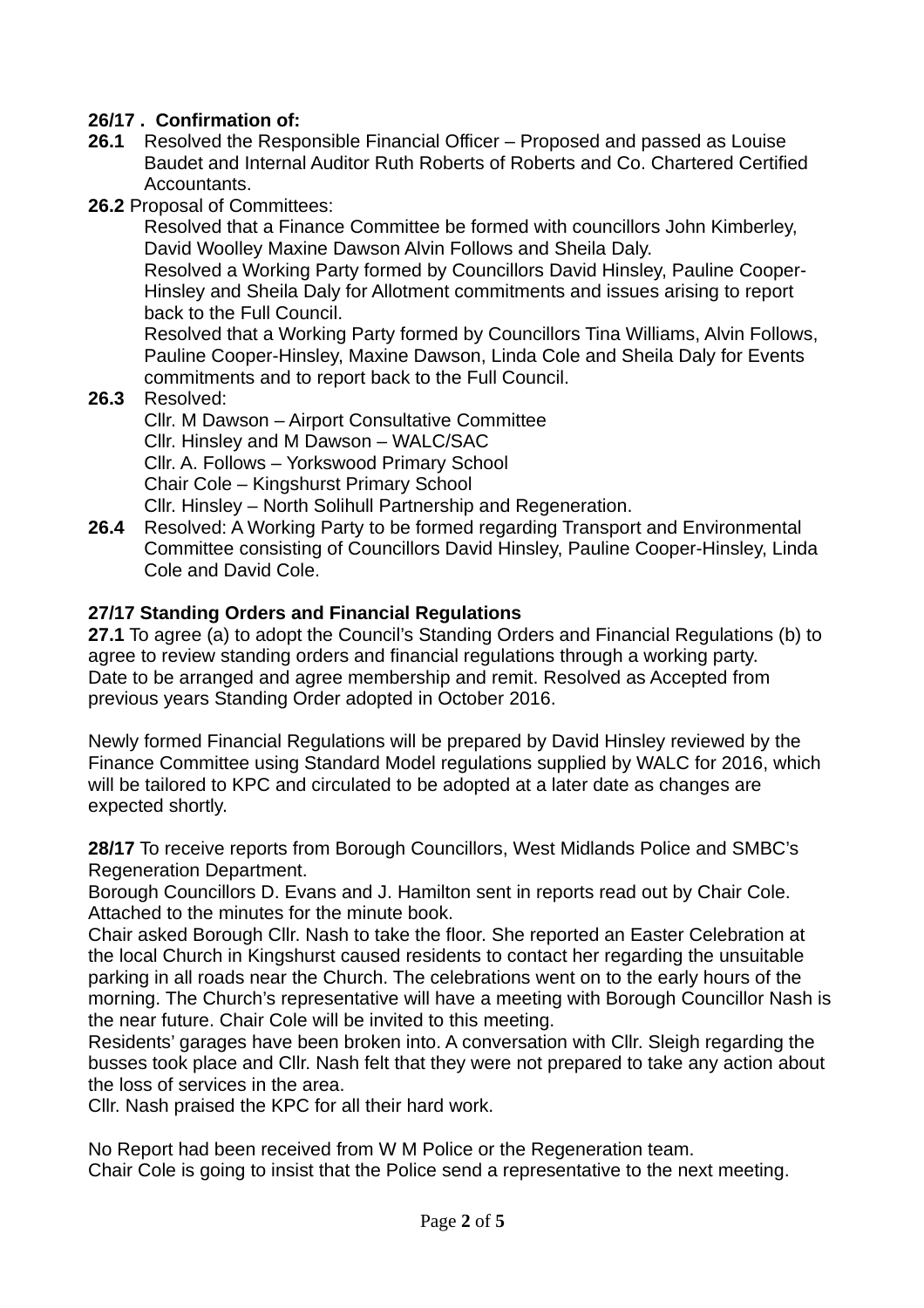**26/17 . Confirmation of:**

**26.1** Resolved the Responsible Financial Officer – Proposed and passed as Louise Baudet and Internal Auditor Ruth Roberts of Roberts and Co. Chartered Certified Accountants.

**26.2** Proposal of Committees:
Resolved that a Finance Committee be formed with councillors John Kimberley, David Woolley Maxine Dawson Alvin Follows and Sheila Daly.
Resolved a Working Party formed by Councillors David Hinsley, Pauline Cooper-Hinsley and Sheila Daly for Allotment commitments and issues arising to report back to the Full Council.
Resolved that a Working Party formed by Councillors Tina Williams, Alvin Follows, Pauline Cooper-Hinsley, Maxine Dawson, Linda Cole and Sheila Daly for Events commitments and to report back to the Full Council.

**26.3** Resolved:
Cllr. M Dawson – Airport Consultative Committee
Cllr. Hinsley and M Dawson – WALC/SAC
Cllr. A. Follows – Yorkswood Primary School
Chair Cole – Kingshurst Primary School
Cllr. Hinsley – North Solihull Partnership and Regeneration.

**26.4** Resolved: A Working Party to be formed regarding Transport and Environmental Committee consisting of Councillors David Hinsley, Pauline Cooper-Hinsley, Linda Cole and David Cole.

**27/17 Standing Orders and Financial Regulations**

**27.1** To agree (a) to adopt the Council's Standing Orders and Financial Regulations (b) to agree to review standing orders and financial regulations through a working party. Date to be arranged and agree membership and remit. Resolved as Accepted from previous years Standing Order adopted in October 2016.

Newly formed Financial Regulations will be prepared by David Hinsley reviewed by the Finance Committee using Standard Model regulations supplied by WALC for 2016, which will be tailored to KPC and circulated to be adopted at a later date as changes are expected shortly.

**28/17** To receive reports from Borough Councillors, West Midlands Police and SMBC's Regeneration Department.
Borough Councillors D. Evans and J. Hamilton sent in reports read out by Chair Cole. Attached to the minutes for the minute book.
Chair asked Borough Cllr. Nash to take the floor. She reported an Easter Celebration at the local Church in Kingshurst caused residents to contact her regarding the unsuitable parking in all roads near the Church. The celebrations went on to the early hours of the morning. The Church's representative will have a meeting with Borough Councillor Nash is the near future. Chair Cole will be invited to this meeting.
Residents' garages have been broken into. A conversation with Cllr. Sleigh regarding the busses took place and Cllr. Nash felt that they were not prepared to take any action about the loss of services in the area.
Cllr. Nash praised the KPC for all their hard work.

No Report had been received from W M Police or the Regeneration team.
Chair Cole is going to insist that the Police send a representative to the next meeting.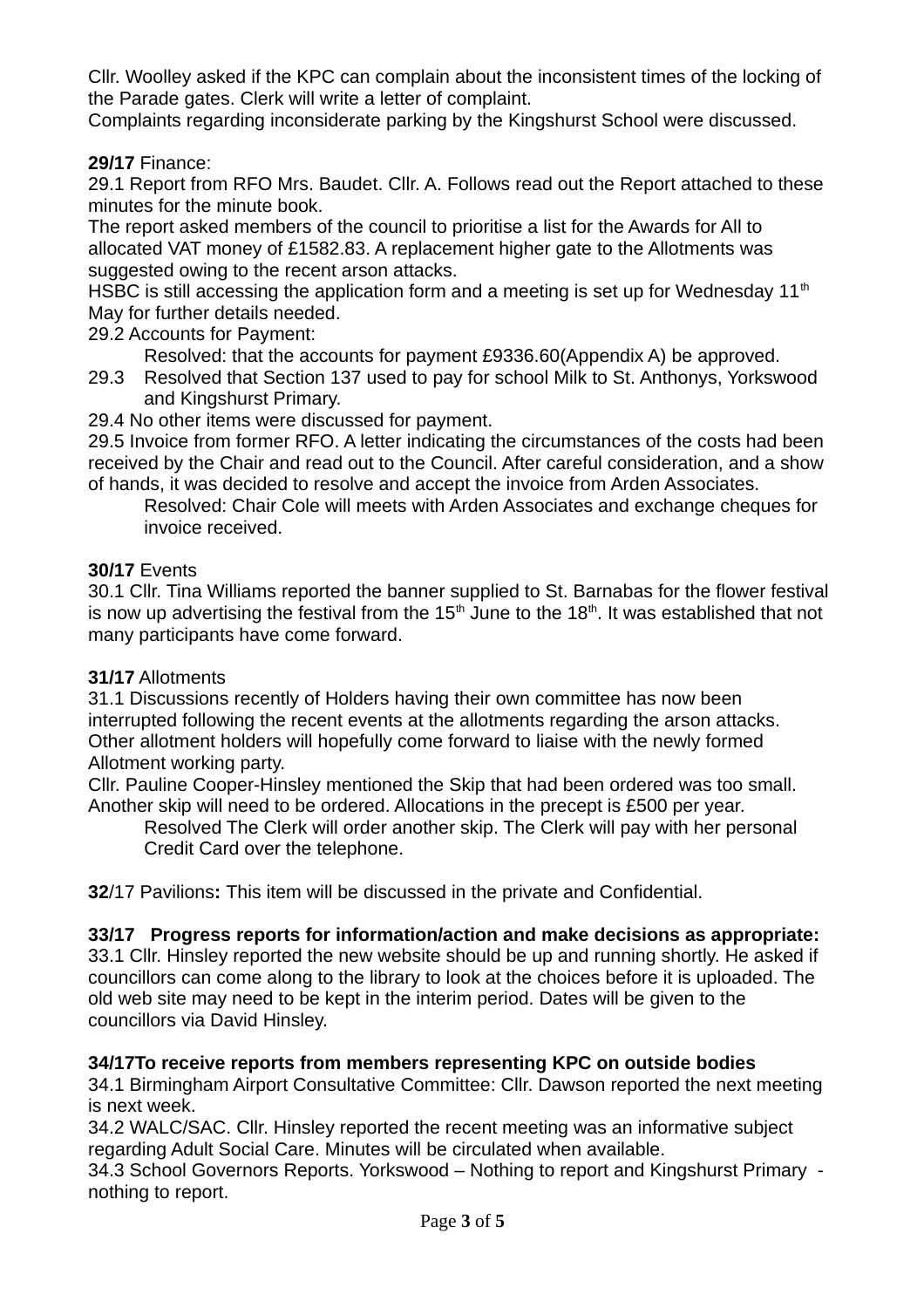Cllr. Woolley asked if the KPC can complain about the inconsistent times of the locking of the Parade gates. Clerk will write a letter of complaint.
Complaints regarding inconsiderate parking by the Kingshurst School were discussed.

**29/17** Finance:
29.1 Report from RFO Mrs. Baudet. Cllr. A. Follows read out the Report attached to these minutes for the minute book.
The report asked members of the council to prioritise a list for the Awards for All to allocated VAT money of £1582.83. A replacement higher gate to the Allotments was suggested owing to the recent arson attacks.
HSBC is still accessing the application form and a meeting is set up for Wednesday 11th May for further details needed.
29.2 Accounts for Payment:

> Resolved: that the accounts for payment £9336.60(Appendix A) be approved.

29.3 Resolved that Section 137 used to pay for school Milk to St. Anthonys, Yorkswood and Kingshurst Primary.
29.4 No other items were discussed for payment.
29.5 Invoice from former RFO. A letter indicating the circumstances of the costs had been received by the Chair and read out to the Council. After careful consideration, and a show of hands, it was decided to resolve and accept the invoice from Arden Associates.

> Resolved: Chair Cole will meets with Arden Associates and exchange cheques for invoice received.

**30/17** Events
30.1 Cllr. Tina Williams reported the banner supplied to St. Barnabas for the flower festival is now up advertising the festival from the 15th June to the 18th. It was established that not many participants have come forward.

**31/17** Allotments
31.1 Discussions recently of Holders having their own committee has now been interrupted following the recent events at the allotments regarding the arson attacks. Other allotment holders will hopefully come forward to liaise with the newly formed Allotment working party.
Cllr. Pauline Cooper-Hinsley mentioned the Skip that had been ordered was too small. Another skip will need to be ordered. Allocations in the precept is £500 per year.

> Resolved The Clerk will order another skip. The Clerk will pay with her personal Credit Card over the telephone.

**32**/17 Pavilions**:** This item will be discussed in the private and Confidential.

**33/17 Progress reports for information/action and make decisions as appropriate:**
33.1 Cllr. Hinsley reported the new website should be up and running shortly. He asked if councillors can come along to the library to look at the choices before it is uploaded. The old web site may need to be kept in the interim period. Dates will be given to the councillors via David Hinsley.

**34/17To receive reports from members representing KPC on outside bodies**
34.1 Birmingham Airport Consultative Committee: Cllr. Dawson reported the next meeting is next week.
34.2 WALC/SAC. Cllr. Hinsley reported the recent meeting was an informative subject regarding Adult Social Care. Minutes will be circulated when available.
34.3 School Governors Reports. Yorkswood – Nothing to report and Kingshurst Primary - nothing to report.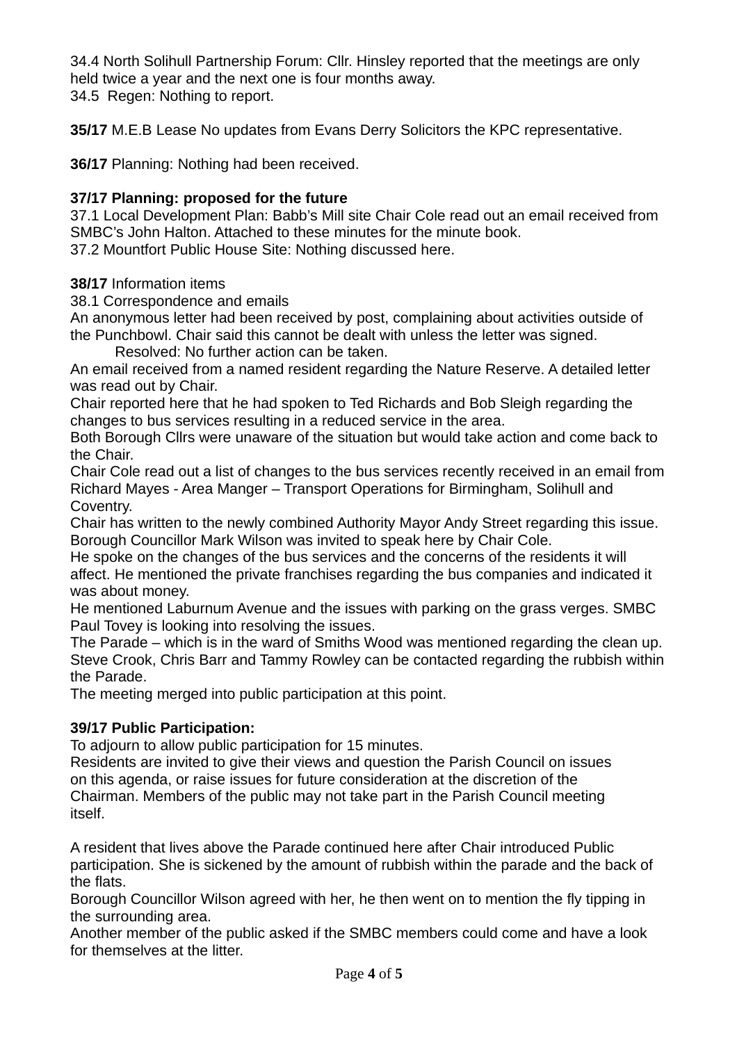34.4 North Solihull Partnership Forum: Cllr. Hinsley reported that the meetings are only held twice a year and the next one is four months away.
34.5 Regen: Nothing to report.

**35/17** M.E.B Lease No updates from Evans Derry Solicitors the KPC representative.

**36/17** Planning: Nothing had been received.

**37/17 Planning: proposed for the future**
37.1 Local Development Plan: Babb's Mill site Chair Cole read out an email received from SMBC's John Halton. Attached to these minutes for the minute book.
37.2 Mountfort Public House Site: Nothing discussed here.

**38/17** Information items
38.1 Correspondence and emails
An anonymous letter had been received by post, complaining about activities outside of the Punchbowl. Chair said this cannot be dealt with unless the letter was signed.
Resolved: No further action can be taken.
An email received from a named resident regarding the Nature Reserve. A detailed letter was read out by Chair.
Chair reported here that he had spoken to Ted Richards and Bob Sleigh regarding the changes to bus services resulting in a reduced service in the area.
Both Borough Cllrs were unaware of the situation but would take action and come back to the Chair.
Chair Cole read out a list of changes to the bus services recently received in an email from Richard Mayes - Area Manger – Transport Operations for Birmingham, Solihull and Coventry.
Chair has written to the newly combined Authority Mayor Andy Street regarding this issue.
Borough Councillor Mark Wilson was invited to speak here by Chair Cole.
He spoke on the changes of the bus services and the concerns of the residents it will affect. He mentioned the private franchises regarding the bus companies and indicated it was about money.
He mentioned Laburnum Avenue and the issues with parking on the grass verges. SMBC Paul Tovey is looking into resolving the issues.
The Parade – which is in the ward of Smiths Wood was mentioned regarding the clean up.
Steve Crook, Chris Barr and Tammy Rowley can be contacted regarding the rubbish within the Parade.
The meeting merged into public participation at this point.

**39/17 Public Participation:**
To adjourn to allow public participation for 15 minutes.
Residents are invited to give their views and question the Parish Council on issues on this agenda, or raise issues for future consideration at the discretion of the Chairman. Members of the public may not take part in the Parish Council meeting itself.

A resident that lives above the Parade continued here after Chair introduced Public participation. She is sickened by the amount of rubbish within the parade and the back of the flats.
Borough Councillor Wilson agreed with her, he then went on to mention the fly tipping in the surrounding area.
Another member of the public asked if the SMBC members could come and have a look for themselves at the litter.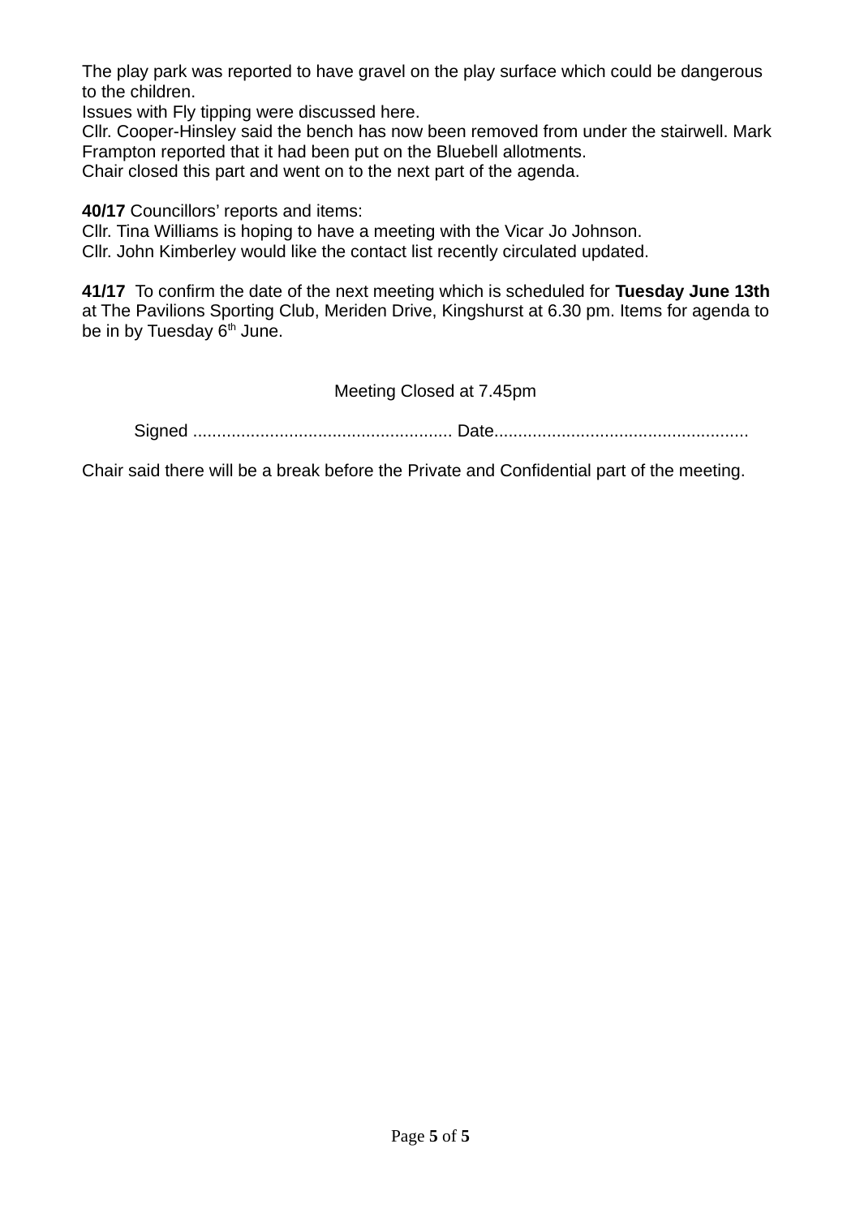The play park was reported to have gravel on the play surface which could be dangerous to the children.
Issues with Fly tipping were discussed here.
Cllr. Cooper-Hinsley said the bench has now been removed from under the stairwell. Mark Frampton reported that it had been put on the Bluebell allotments.
Chair closed this part and went on to the next part of the agenda.

**40/17** Councillors' reports and items:
Cllr. Tina Williams is hoping to have a meeting with the Vicar Jo Johnson.
Cllr. John Kimberley would like the contact list recently circulated updated.

**41/17** To confirm the date of the next meeting which is scheduled for **Tuesday June 13th** at The Pavilions Sporting Club, Meriden Drive, Kingshurst at 6.30 pm. Items for agenda to be in by Tuesday 6th June.

Meeting Closed at 7.45pm

Signed ..................................................... Date....................................................

Chair said there will be a break before the Private and Confidential part of the meeting.